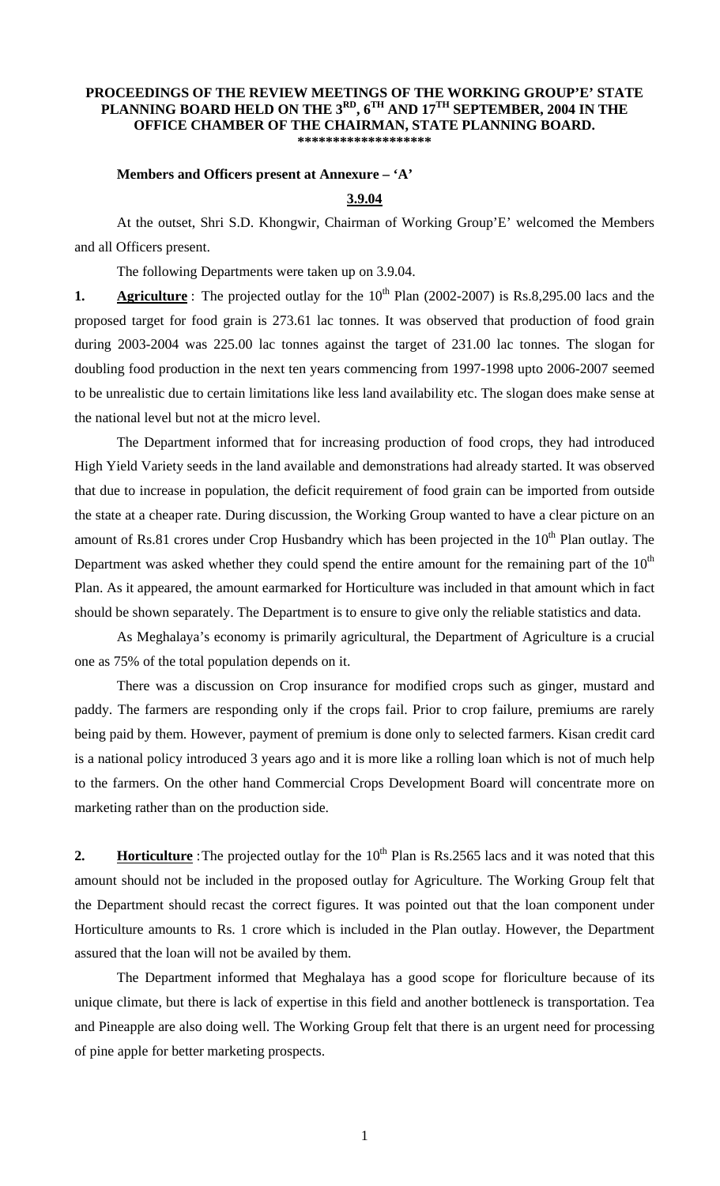**PROCEEDINGS OF THE REVIEW MEETINGS OF THE WORKING GROUP'E' STATE PLANNING BOARD HELD ON THE 3RD, 6TH AND 17TH SEPTEMBER, 2004 IN THE OFFICE CHAMBER OF THE CHAIRMAN, STATE PLANNING BOARD.**
**\*\*\*\*\*\*\*\*\*\*\*\*\*\*\*\*\*\*\***

**Members and Officers present at Annexure – 'A'**

**3.9.04**

At the outset, Shri S.D. Khongwir, Chairman of Working Group'E' welcomed the Members and all Officers present.

The following Departments were taken up on 3.9.04.

**1. Agriculture** : The projected outlay for the 10th Plan (2002-2007) is Rs.8,295.00 lacs and the proposed target for food grain is 273.61 lac tonnes. It was observed that production of food grain during 2003-2004 was 225.00 lac tonnes against the target of 231.00 lac tonnes. The slogan for doubling food production in the next ten years commencing from 1997-1998 upto 2006-2007 seemed to be unrealistic due to certain limitations like less land availability etc. The slogan does make sense at the national level but not at the micro level.

The Department informed that for increasing production of food crops, they had introduced High Yield Variety seeds in the land available and demonstrations had already started. It was observed that due to increase in population, the deficit requirement of food grain can be imported from outside the state at a cheaper rate. During discussion, the Working Group wanted to have a clear picture on an amount of Rs.81 crores under Crop Husbandry which has been projected in the 10th Plan outlay. The Department was asked whether they could spend the entire amount for the remaining part of the 10th Plan. As it appeared, the amount earmarked for Horticulture was included in that amount which in fact should be shown separately. The Department is to ensure to give only the reliable statistics and data.

As Meghalaya's economy is primarily agricultural, the Department of Agriculture is a crucial one as 75% of the total population depends on it.

There was a discussion on Crop insurance for modified crops such as ginger, mustard and paddy. The farmers are responding only if the crops fail. Prior to crop failure, premiums are rarely being paid by them. However, payment of premium is done only to selected farmers. Kisan credit card is a national policy introduced 3 years ago and it is more like a rolling loan which is not of much help to the farmers. On the other hand Commercial Crops Development Board will concentrate more on marketing rather than on the production side.

**2. Horticulture** :The projected outlay for the 10th Plan is Rs.2565 lacs and it was noted that this amount should not be included in the proposed outlay for Agriculture. The Working Group felt that the Department should recast the correct figures. It was pointed out that the loan component under Horticulture amounts to Rs. 1 crore which is included in the Plan outlay. However, the Department assured that the loan will not be availed by them.

The Department informed that Meghalaya has a good scope for floriculture because of its unique climate, but there is lack of expertise in this field and another bottleneck is transportation. Tea and Pineapple are also doing well. The Working Group felt that there is an urgent need for processing of pine apple for better marketing prospects.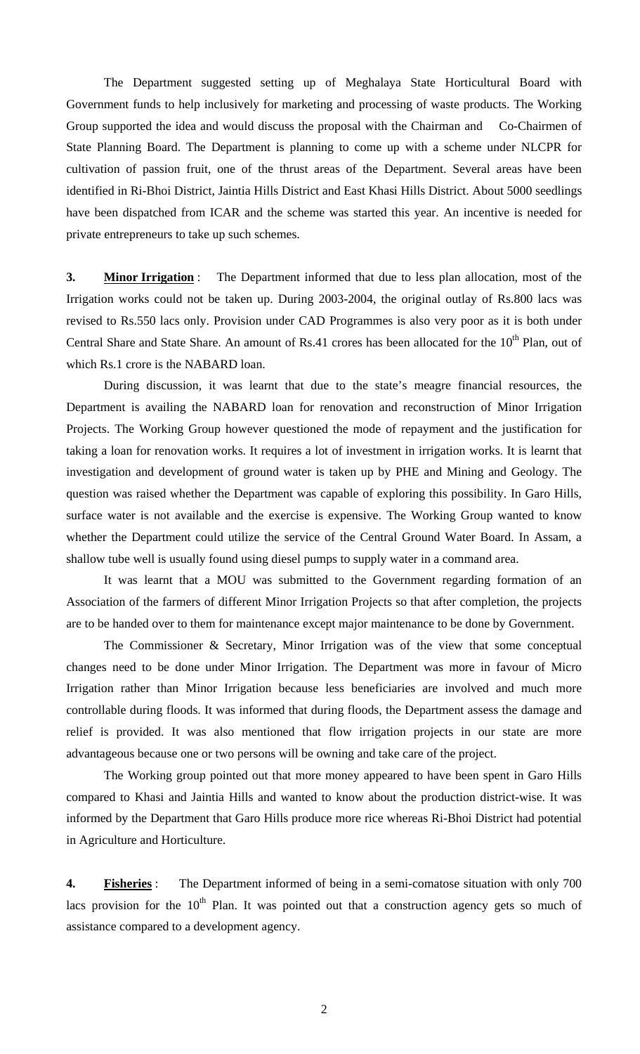The Department suggested setting up of Meghalaya State Horticultural Board with Government funds to help inclusively for marketing and processing of waste products. The Working Group supported the idea and would discuss the proposal with the Chairman and Co-Chairmen of State Planning Board. The Department is planning to come up with a scheme under NLCPR for cultivation of passion fruit, one of the thrust areas of the Department. Several areas have been identified in Ri-Bhoi District, Jaintia Hills District and East Khasi Hills District. About 5000 seedlings have been dispatched from ICAR and the scheme was started this year. An incentive is needed for private entrepreneurs to take up such schemes.

**3. Minor Irrigation** : The Department informed that due to less plan allocation, most of the Irrigation works could not be taken up. During 2003-2004, the original outlay of Rs.800 lacs was revised to Rs.550 lacs only. Provision under CAD Programmes is also very poor as it is both under Central Share and State Share. An amount of Rs.41 crores has been allocated for the 10th Plan, out of which Rs.1 crore is the NABARD loan.

During discussion, it was learnt that due to the state's meagre financial resources, the Department is availing the NABARD loan for renovation and reconstruction of Minor Irrigation Projects. The Working Group however questioned the mode of repayment and the justification for taking a loan for renovation works. It requires a lot of investment in irrigation works. It is learnt that investigation and development of ground water is taken up by PHE and Mining and Geology. The question was raised whether the Department was capable of exploring this possibility. In Garo Hills, surface water is not available and the exercise is expensive. The Working Group wanted to know whether the Department could utilize the service of the Central Ground Water Board. In Assam, a shallow tube well is usually found using diesel pumps to supply water in a command area.

It was learnt that a MOU was submitted to the Government regarding formation of an Association of the farmers of different Minor Irrigation Projects so that after completion, the projects are to be handed over to them for maintenance except major maintenance to be done by Government.

The Commissioner & Secretary, Minor Irrigation was of the view that some conceptual changes need to be done under Minor Irrigation. The Department was more in favour of Micro Irrigation rather than Minor Irrigation because less beneficiaries are involved and much more controllable during floods. It was informed that during floods, the Department assess the damage and relief is provided. It was also mentioned that flow irrigation projects in our state are more advantageous because one or two persons will be owning and take care of the project.

The Working group pointed out that more money appeared to have been spent in Garo Hills compared to Khasi and Jaintia Hills and wanted to know about the production district-wise. It was informed by the Department that Garo Hills produce more rice whereas Ri-Bhoi District had potential in Agriculture and Horticulture.

**4. Fisheries** : The Department informed of being in a semi-comatose situation with only 700 lacs provision for the 10th Plan. It was pointed out that a construction agency gets so much of assistance compared to a development agency.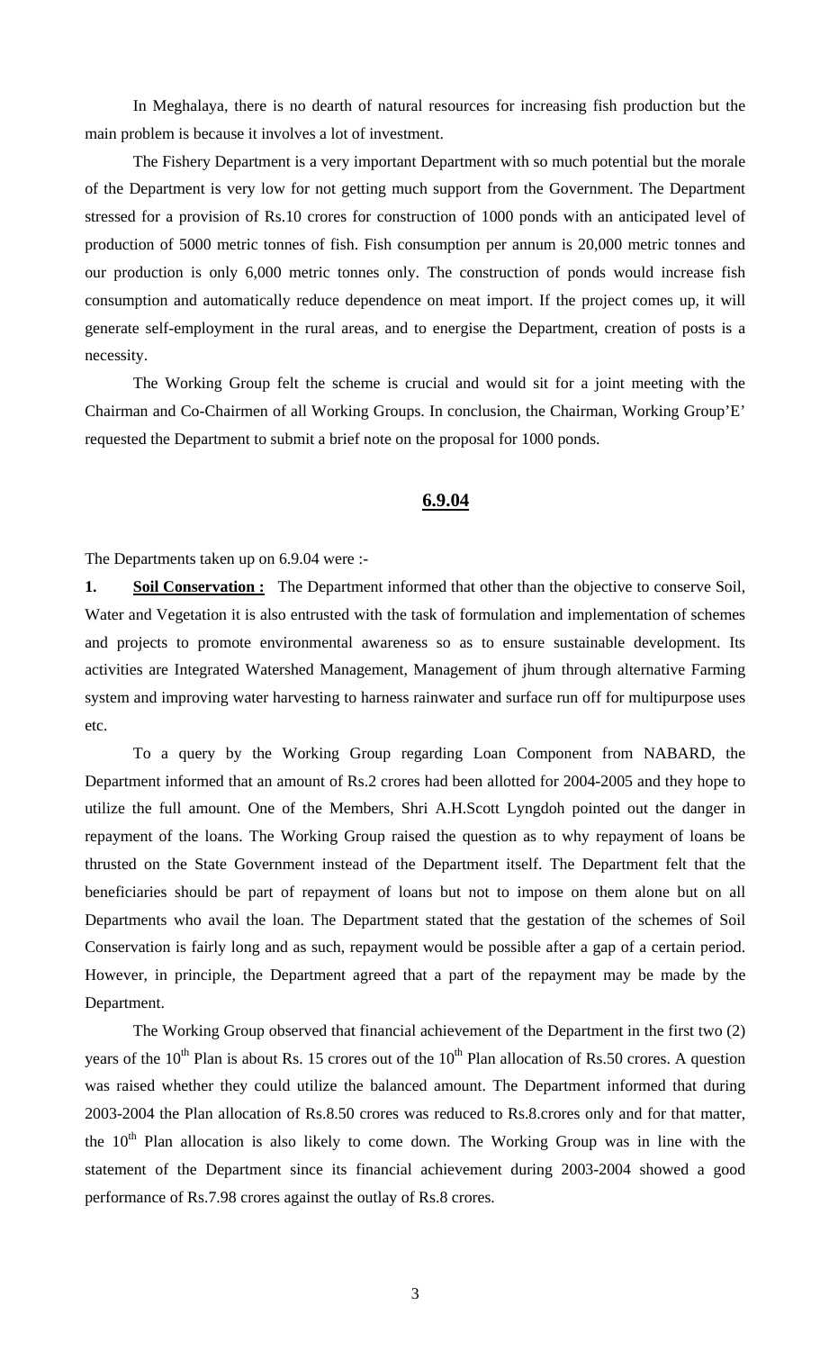In Meghalaya, there is no dearth of natural resources for increasing fish production but the main problem is because it involves a lot of investment.

The Fishery Department is a very important Department with so much potential but the morale of the Department is very low for not getting much support from the Government. The Department stressed for a provision of Rs.10 crores for construction of 1000 ponds with an anticipated level of production of 5000 metric tonnes of fish. Fish consumption per annum is 20,000 metric tonnes and our production is only 6,000 metric tonnes only. The construction of ponds would increase fish consumption and automatically reduce dependence on meat import. If the project comes up, it will generate self-employment in the rural areas, and to energise the Department, creation of posts is a necessity.

The Working Group felt the scheme is crucial and would sit for a joint meeting with the Chairman and Co-Chairmen of all Working Groups. In conclusion, the Chairman, Working Group'E' requested the Department to submit a brief note on the proposal for 1000 ponds.

## 6.9.04

The Departments taken up on 6.9.04 were :-

**1. Soil Conservation :** The Department informed that other than the objective to conserve Soil, Water and Vegetation it is also entrusted with the task of formulation and implementation of schemes and projects to promote environmental awareness so as to ensure sustainable development. Its activities are Integrated Watershed Management, Management of jhum through alternative Farming system and improving water harvesting to harness rainwater and surface run off for multipurpose uses etc.

To a query by the Working Group regarding Loan Component from NABARD, the Department informed that an amount of Rs.2 crores had been allotted for 2004-2005 and they hope to utilize the full amount. One of the Members, Shri A.H.Scott Lyngdoh pointed out the danger in repayment of the loans. The Working Group raised the question as to why repayment of loans be thrusted on the State Government instead of the Department itself. The Department felt that the beneficiaries should be part of repayment of loans but not to impose on them alone but on all Departments who avail the loan. The Department stated that the gestation of the schemes of Soil Conservation is fairly long and as such, repayment would be possible after a gap of a certain period. However, in principle, the Department agreed that a part of the repayment may be made by the Department.

The Working Group observed that financial achievement of the Department in the first two (2) years of the 10th Plan is about Rs. 15 crores out of the 10th Plan allocation of Rs.50 crores. A question was raised whether they could utilize the balanced amount. The Department informed that during 2003-2004 the Plan allocation of Rs.8.50 crores was reduced to Rs.8.crores only and for that matter, the 10th Plan allocation is also likely to come down. The Working Group was in line with the statement of the Department since its financial achievement during 2003-2004 showed a good performance of Rs.7.98 crores against the outlay of Rs.8 crores.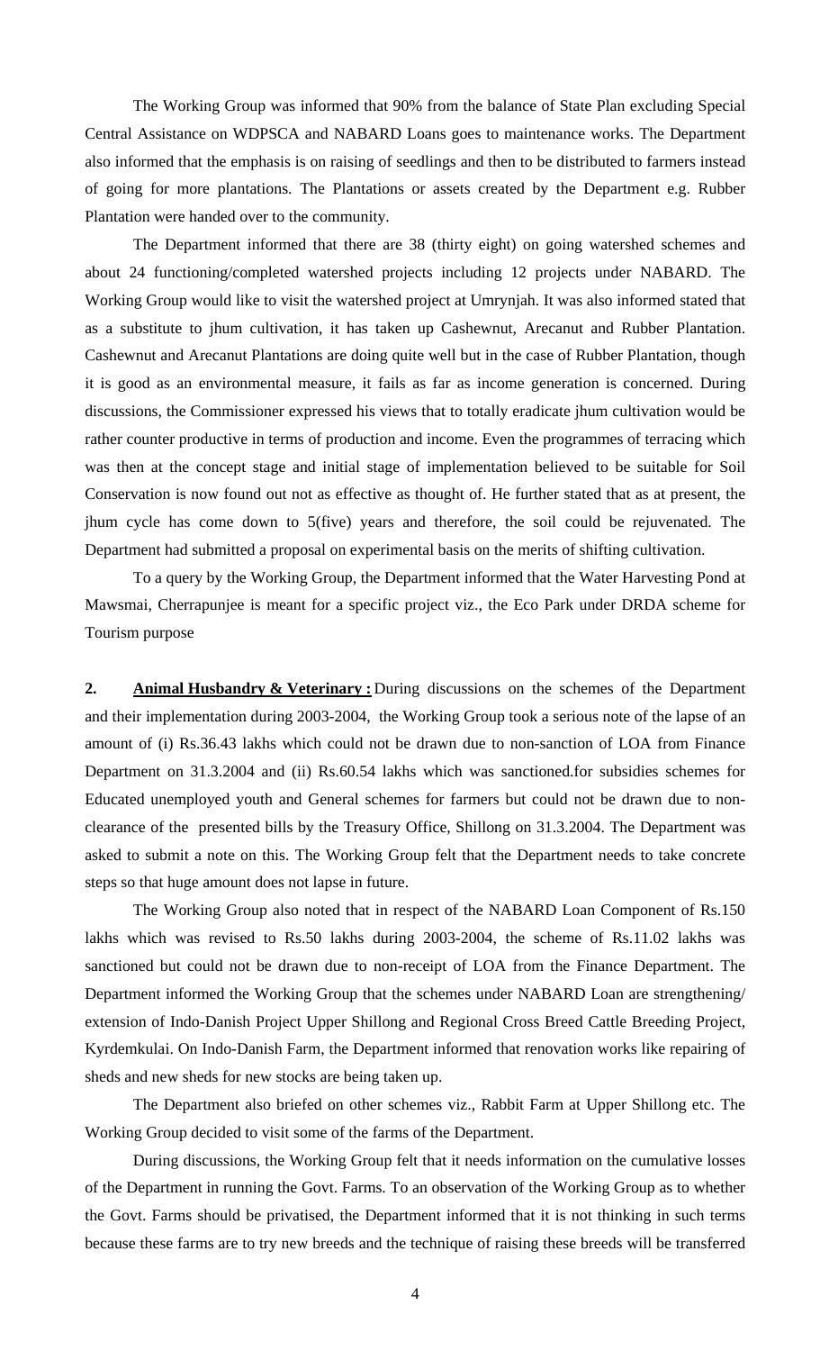The Working Group was informed that 90% from the balance of State Plan excluding Special Central Assistance on WDPSCA and NABARD Loans goes to maintenance works. The Department also informed that the emphasis is on raising of seedlings and then to be distributed to farmers instead of going for more plantations. The Plantations or assets created by the Department e.g. Rubber Plantation were handed over to the community.

The Department informed that there are 38 (thirty eight) on going watershed schemes and about 24 functioning/completed watershed projects including 12 projects under NABARD. The Working Group would like to visit the watershed project at Umrynjah. It was also informed stated that as a substitute to jhum cultivation, it has taken up Cashewnut, Arecanut and Rubber Plantation. Cashewnut and Arecanut Plantations are doing quite well but in the case of Rubber Plantation, though it is good as an environmental measure, it fails as far as income generation is concerned. During discussions, the Commissioner expressed his views that to totally eradicate jhum cultivation would be rather counter productive in terms of production and income. Even the programmes of terracing which was then at the concept stage and initial stage of implementation believed to be suitable for Soil Conservation is now found out not as effective as thought of. He further stated that as at present, the jhum cycle has come down to 5(five) years and therefore, the soil could be rejuvenated. The Department had submitted a proposal on experimental basis on the merits of shifting cultivation.

To a query by the Working Group, the Department informed that the Water Harvesting Pond at Mawsmai, Cherrapunjee is meant for a specific project viz., the Eco Park under DRDA scheme for Tourism purpose

**2. Animal Husbandry & Veterinary :** During discussions on the schemes of the Department and their implementation during 2003-2004, the Working Group took a serious note of the lapse of an amount of (i) Rs.36.43 lakhs which could not be drawn due to non-sanction of LOA from Finance Department on 31.3.2004 and (ii) Rs.60.54 lakhs which was sanctioned.for subsidies schemes for Educated unemployed youth and General schemes for farmers but could not be drawn due to non-clearance of the presented bills by the Treasury Office, Shillong on 31.3.2004. The Department was asked to submit a note on this. The Working Group felt that the Department needs to take concrete steps so that huge amount does not lapse in future.

The Working Group also noted that in respect of the NABARD Loan Component of Rs.150 lakhs which was revised to Rs.50 lakhs during 2003-2004, the scheme of Rs.11.02 lakhs was sanctioned but could not be drawn due to non-receipt of LOA from the Finance Department. The Department informed the Working Group that the schemes under NABARD Loan are strengthening/ extension of Indo-Danish Project Upper Shillong and Regional Cross Breed Cattle Breeding Project, Kyrdemkulai. On Indo-Danish Farm, the Department informed that renovation works like repairing of sheds and new sheds for new stocks are being taken up.

The Department also briefed on other schemes viz., Rabbit Farm at Upper Shillong etc. The Working Group decided to visit some of the farms of the Department.

During discussions, the Working Group felt that it needs information on the cumulative losses of the Department in running the Govt. Farms. To an observation of the Working Group as to whether the Govt. Farms should be privatised, the Department informed that it is not thinking in such terms because these farms are to try new breeds and the technique of raising these breeds will be transferred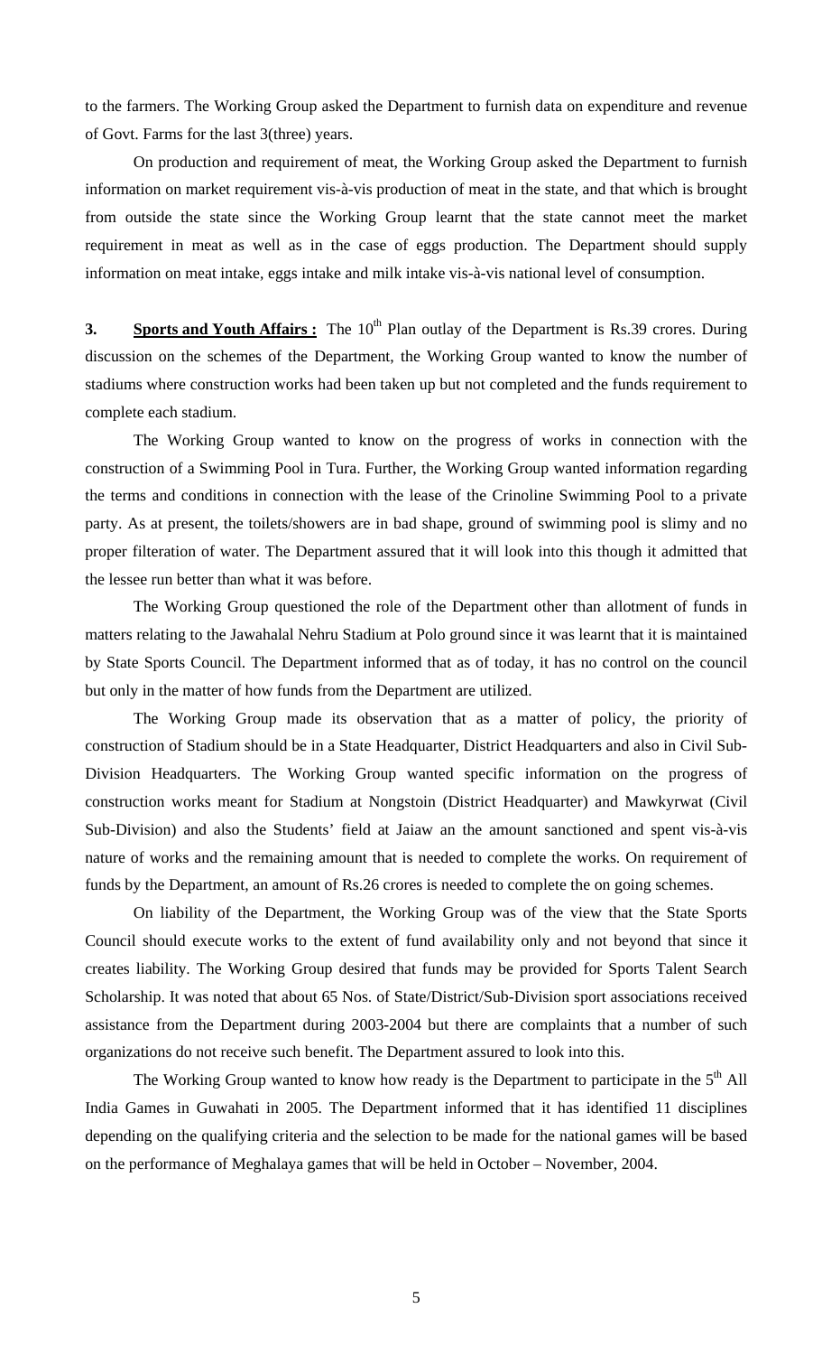to the farmers. The Working Group asked the Department to furnish data on expenditure and revenue of Govt. Farms for the last 3(three) years.

On production and requirement of meat, the Working Group asked the Department to furnish information on market requirement vis-à-vis production of meat in the state, and that which is brought from outside the state since the Working Group learnt that the state cannot meet the market requirement in meat as well as in the case of eggs production. The Department should supply information on meat intake, eggs intake and milk intake vis-à-vis national level of consumption.

**3. Sports and Youth Affairs :** The 10th Plan outlay of the Department is Rs.39 crores. During discussion on the schemes of the Department, the Working Group wanted to know the number of stadiums where construction works had been taken up but not completed and the funds requirement to complete each stadium.

The Working Group wanted to know on the progress of works in connection with the construction of a Swimming Pool in Tura. Further, the Working Group wanted information regarding the terms and conditions in connection with the lease of the Crinoline Swimming Pool to a private party. As at present, the toilets/showers are in bad shape, ground of swimming pool is slimy and no proper filteration of water. The Department assured that it will look into this though it admitted that the lessee run better than what it was before.

The Working Group questioned the role of the Department other than allotment of funds in matters relating to the Jawahalal Nehru Stadium at Polo ground since it was learnt that it is maintained by State Sports Council. The Department informed that as of today, it has no control on the council but only in the matter of how funds from the Department are utilized.

The Working Group made its observation that as a matter of policy, the priority of construction of Stadium should be in a State Headquarter, District Headquarters and also in Civil Sub-Division Headquarters. The Working Group wanted specific information on the progress of construction works meant for Stadium at Nongstoin (District Headquarter) and Mawkyrwat (Civil Sub-Division) and also the Students' field at Jaiaw an the amount sanctioned and spent vis-à-vis nature of works and the remaining amount that is needed to complete the works. On requirement of funds by the Department, an amount of Rs.26 crores is needed to complete the on going schemes.

On liability of the Department, the Working Group was of the view that the State Sports Council should execute works to the extent of fund availability only and not beyond that since it creates liability. The Working Group desired that funds may be provided for Sports Talent Search Scholarship. It was noted that about 65 Nos. of State/District/Sub-Division sport associations received assistance from the Department during 2003-2004 but there are complaints that a number of such organizations do not receive such benefit. The Department assured to look into this.

The Working Group wanted to know how ready is the Department to participate in the 5th All India Games in Guwahati in 2005. The Department informed that it has identified 11 disciplines depending on the qualifying criteria and the selection to be made for the national games will be based on the performance of Meghalaya games that will be held in October – November, 2004.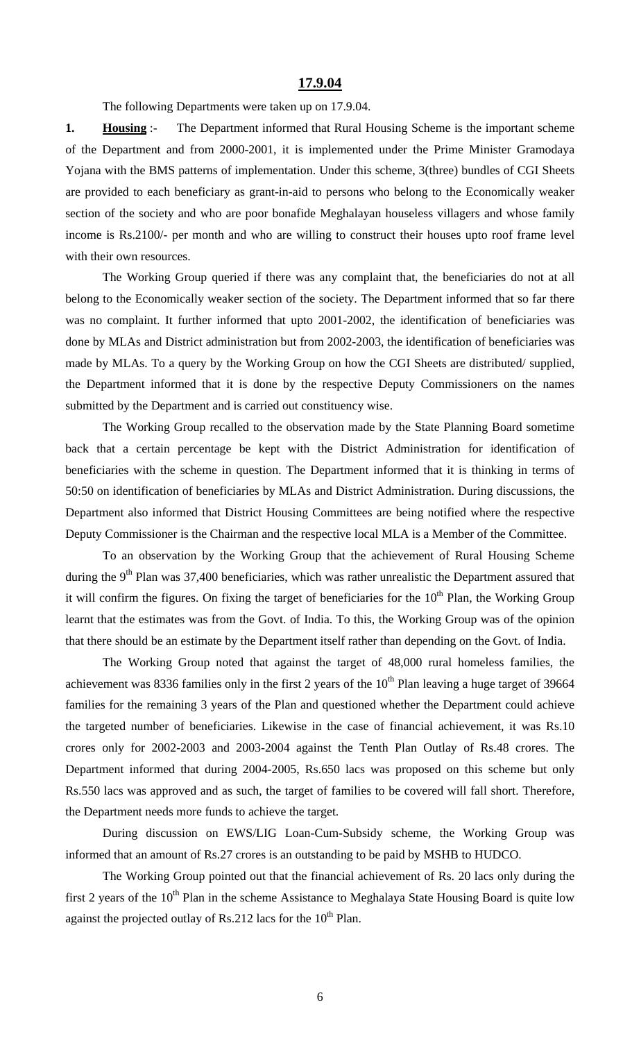## 17.9.04

The following Departments were taken up on 17.9.04.

**1. Housing** :- The Department informed that Rural Housing Scheme is the important scheme of the Department and from 2000-2001, it is implemented under the Prime Minister Gramodaya Yojana with the BMS patterns of implementation. Under this scheme, 3(three) bundles of CGI Sheets are provided to each beneficiary as grant-in-aid to persons who belong to the Economically weaker section of the society and who are poor bonafide Meghalayan houseless villagers and whose family income is Rs.2100/- per month and who are willing to construct their houses upto roof frame level with their own resources.

The Working Group queried if there was any complaint that, the beneficiaries do not at all belong to the Economically weaker section of the society. The Department informed that so far there was no complaint. It further informed that upto 2001-2002, the identification of beneficiaries was done by MLAs and District administration but from 2002-2003, the identification of beneficiaries was made by MLAs. To a query by the Working Group on how the CGI Sheets are distributed/ supplied, the Department informed that it is done by the respective Deputy Commissioners on the names submitted by the Department and is carried out constituency wise.

The Working Group recalled to the observation made by the State Planning Board sometime back that a certain percentage be kept with the District Administration for identification of beneficiaries with the scheme in question. The Department informed that it is thinking in terms of 50:50 on identification of beneficiaries by MLAs and District Administration. During discussions, the Department also informed that District Housing Committees are being notified where the respective Deputy Commissioner is the Chairman and the respective local MLA is a Member of the Committee.

To an observation by the Working Group that the achievement of Rural Housing Scheme during the 9th Plan was 37,400 beneficiaries, which was rather unrealistic the Department assured that it will confirm the figures. On fixing the target of beneficiaries for the 10th Plan, the Working Group learnt that the estimates was from the Govt. of India. To this, the Working Group was of the opinion that there should be an estimate by the Department itself rather than depending on the Govt. of India.

The Working Group noted that against the target of 48,000 rural homeless families, the achievement was 8336 families only in the first 2 years of the 10th Plan leaving a huge target of 39664 families for the remaining 3 years of the Plan and questioned whether the Department could achieve the targeted number of beneficiaries. Likewise in the case of financial achievement, it was Rs.10 crores only for 2002-2003 and 2003-2004 against the Tenth Plan Outlay of Rs.48 crores. The Department informed that during 2004-2005, Rs.650 lacs was proposed on this scheme but only Rs.550 lacs was approved and as such, the target of families to be covered will fall short. Therefore, the Department needs more funds to achieve the target.

During discussion on EWS/LIG Loan-Cum-Subsidy scheme, the Working Group was informed that an amount of Rs.27 crores is an outstanding to be paid by MSHB to HUDCO.

The Working Group pointed out that the financial achievement of Rs. 20 lacs only during the first 2 years of the 10th Plan in the scheme Assistance to Meghalaya State Housing Board is quite low against the projected outlay of Rs.212 lacs for the 10th Plan.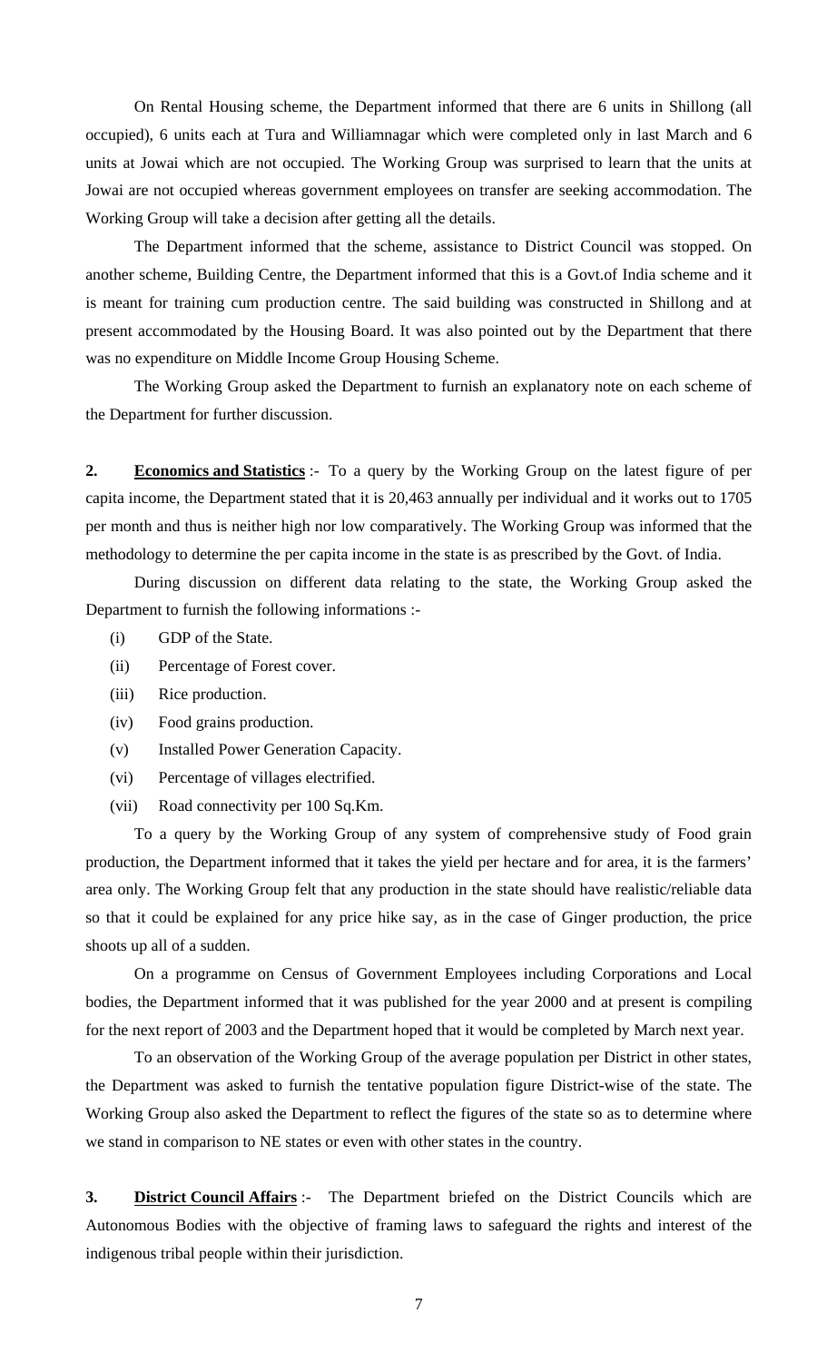On Rental Housing scheme, the Department informed that there are 6 units in Shillong (all occupied), 6 units each at Tura and Williamnagar which were completed only in last March and 6 units at Jowai which are not occupied. The Working Group was surprised to learn that the units at Jowai are not occupied whereas government employees on transfer are seeking accommodation. The Working Group will take a decision after getting all the details.

The Department informed that the scheme, assistance to District Council was stopped. On another scheme, Building Centre, the Department informed that this is a Govt.of India scheme and it is meant for training cum production centre. The said building was constructed in Shillong and at present accommodated by the Housing Board. It was also pointed out by the Department that there was no expenditure on Middle Income Group Housing Scheme.

The Working Group asked the Department to furnish an explanatory note on each scheme of the Department for further discussion.

**2. <u>Economics and Statistics</u>** :- To a query by the Working Group on the latest figure of per capita income, the Department stated that it is 20,463 annually per individual and it works out to 1705 per month and thus is neither high nor low comparatively. The Working Group was informed that the methodology to determine the per capita income in the state is as prescribed by the Govt. of India.

During discussion on different data relating to the state, the Working Group asked the Department to furnish the following informations :-

(i) GDP of the State.
(ii) Percentage of Forest cover.
(iii) Rice production.
(iv) Food grains production.
(v) Installed Power Generation Capacity.
(vi) Percentage of villages electrified.
(vii) Road connectivity per 100 Sq.Km.

To a query by the Working Group of any system of comprehensive study of Food grain production, the Department informed that it takes the yield per hectare and for area, it is the farmers' area only. The Working Group felt that any production in the state should have realistic/reliable data so that it could be explained for any price hike say, as in the case of Ginger production, the price shoots up all of a sudden.

On a programme on Census of Government Employees including Corporations and Local bodies, the Department informed that it was published for the year 2000 and at present is compiling for the next report of 2003 and the Department hoped that it would be completed by March next year.

To an observation of the Working Group of the average population per District in other states, the Department was asked to furnish the tentative population figure District-wise of the state. The Working Group also asked the Department to reflect the figures of the state so as to determine where we stand in comparison to NE states or even with other states in the country.

**3. <u>District Council Affairs</u>** :- The Department briefed on the District Councils which are Autonomous Bodies with the objective of framing laws to safeguard the rights and interest of the indigenous tribal people within their jurisdiction.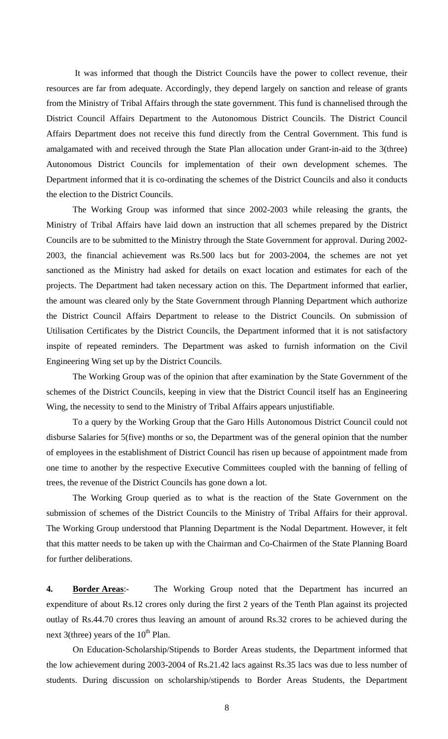It was informed that though the District Councils have the power to collect revenue, their resources are far from adequate. Accordingly, they depend largely on sanction and release of grants from the Ministry of Tribal Affairs through the state government. This fund is channelised through the District Council Affairs Department to the Autonomous District Councils. The District Council Affairs Department does not receive this fund directly from the Central Government. This fund is amalgamated with and received through the State Plan allocation under Grant-in-aid to the 3(three) Autonomous District Councils for implementation of their own development schemes. The Department informed that it is co-ordinating the schemes of the District Councils and also it conducts the election to the District Councils.

The Working Group was informed that since 2002-2003 while releasing the grants, the Ministry of Tribal Affairs have laid down an instruction that all schemes prepared by the District Councils are to be submitted to the Ministry through the State Government for approval. During 2002-2003, the financial achievement was Rs.500 lacs but for 2003-2004, the schemes are not yet sanctioned as the Ministry had asked for details on exact location and estimates for each of the projects. The Department had taken necessary action on this. The Department informed that earlier, the amount was cleared only by the State Government through Planning Department which authorize the District Council Affairs Department to release to the District Councils. On submission of Utilisation Certificates by the District Councils, the Department informed that it is not satisfactory inspite of repeated reminders. The Department was asked to furnish information on the Civil Engineering Wing set up by the District Councils.

The Working Group was of the opinion that after examination by the State Government of the schemes of the District Councils, keeping in view that the District Council itself has an Engineering Wing, the necessity to send to the Ministry of Tribal Affairs appears unjustifiable.

To a query by the Working Group that the Garo Hills Autonomous District Council could not disburse Salaries for 5(five) months or so, the Department was of the general opinion that the number of employees in the establishment of District Council has risen up because of appointment made from one time to another by the respective Executive Committees coupled with the banning of felling of trees, the revenue of the District Councils has gone down a lot.

The Working Group queried as to what is the reaction of the State Government on the submission of schemes of the District Councils to the Ministry of Tribal Affairs for their approval. The Working Group understood that Planning Department is the Nodal Department. However, it felt that this matter needs to be taken up with the Chairman and Co-Chairmen of the State Planning Board for further deliberations.

**4. Border Areas**:- The Working Group noted that the Department has incurred an expenditure of about Rs.12 crores only during the first 2 years of the Tenth Plan against its projected outlay of Rs.44.70 crores thus leaving an amount of around Rs.32 crores to be achieved during the next 3(three) years of the 10th Plan.

On Education-Scholarship/Stipends to Border Areas students, the Department informed that the low achievement during 2003-2004 of Rs.21.42 lacs against Rs.35 lacs was due to less number of students. During discussion on scholarship/stipends to Border Areas Students, the Department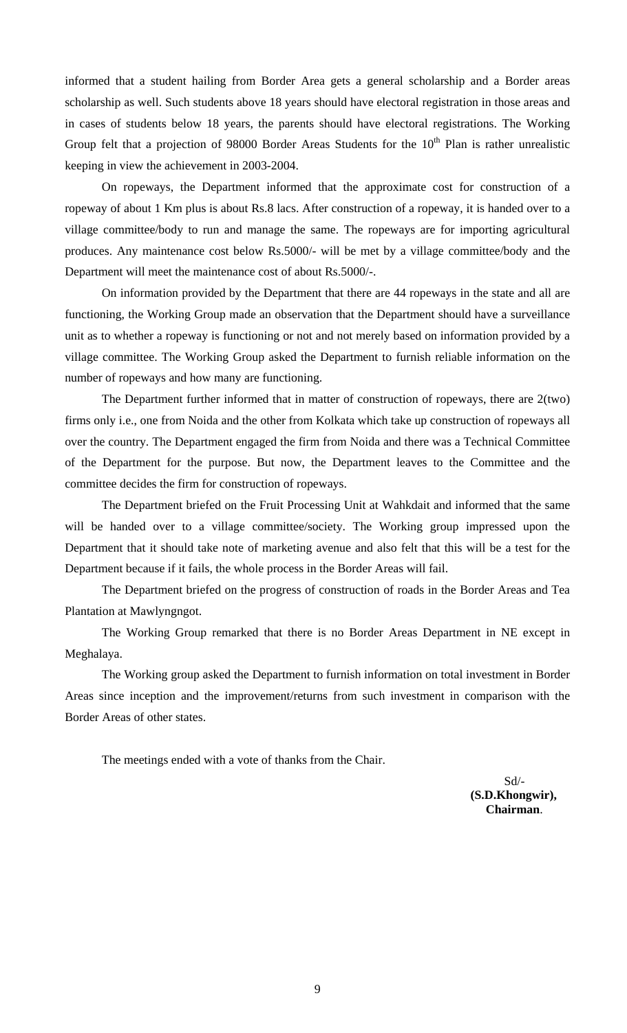informed that a student hailing from Border Area gets a general scholarship and a Border areas scholarship as well. Such students above 18 years should have electoral registration in those areas and in cases of students below 18 years, the parents should have electoral registrations. The Working Group felt that a projection of 98000 Border Areas Students for the 10th Plan is rather unrealistic keeping in view the achievement in 2003-2004.

On ropeways, the Department informed that the approximate cost for construction of a ropeway of about 1 Km plus is about Rs.8 lacs. After construction of a ropeway, it is handed over to a village committee/body to run and manage the same. The ropeways are for importing agricultural produces. Any maintenance cost below Rs.5000/- will be met by a village committee/body and the Department will meet the maintenance cost of about Rs.5000/-.

On information provided by the Department that there are 44 ropeways in the state and all are functioning, the Working Group made an observation that the Department should have a surveillance unit as to whether a ropeway is functioning or not and not merely based on information provided by a village committee. The Working Group asked the Department to furnish reliable information on the number of ropeways and how many are functioning.

The Department further informed that in matter of construction of ropeways, there are 2(two) firms only i.e., one from Noida and the other from Kolkata which take up construction of ropeways all over the country. The Department engaged the firm from Noida and there was a Technical Committee of the Department for the purpose. But now, the Department leaves to the Committee and the committee decides the firm for construction of ropeways.

The Department briefed on the Fruit Processing Unit at Wahkdait and informed that the same will be handed over to a village committee/society. The Working group impressed upon the Department that it should take note of marketing avenue and also felt that this will be a test for the Department because if it fails, the whole process in the Border Areas will fail.

The Department briefed on the progress of construction of roads in the Border Areas and Tea Plantation at Mawlyngngot.

The Working Group remarked that there is no Border Areas Department in NE except in Meghalaya.

The Working group asked the Department to furnish information on total investment in Border Areas since inception and the improvement/returns from such investment in comparison with the Border Areas of other states.

The meetings ended with a vote of thanks from the Chair.

Sd/-
**(S.D.Khongwir),**
**Chairman**.